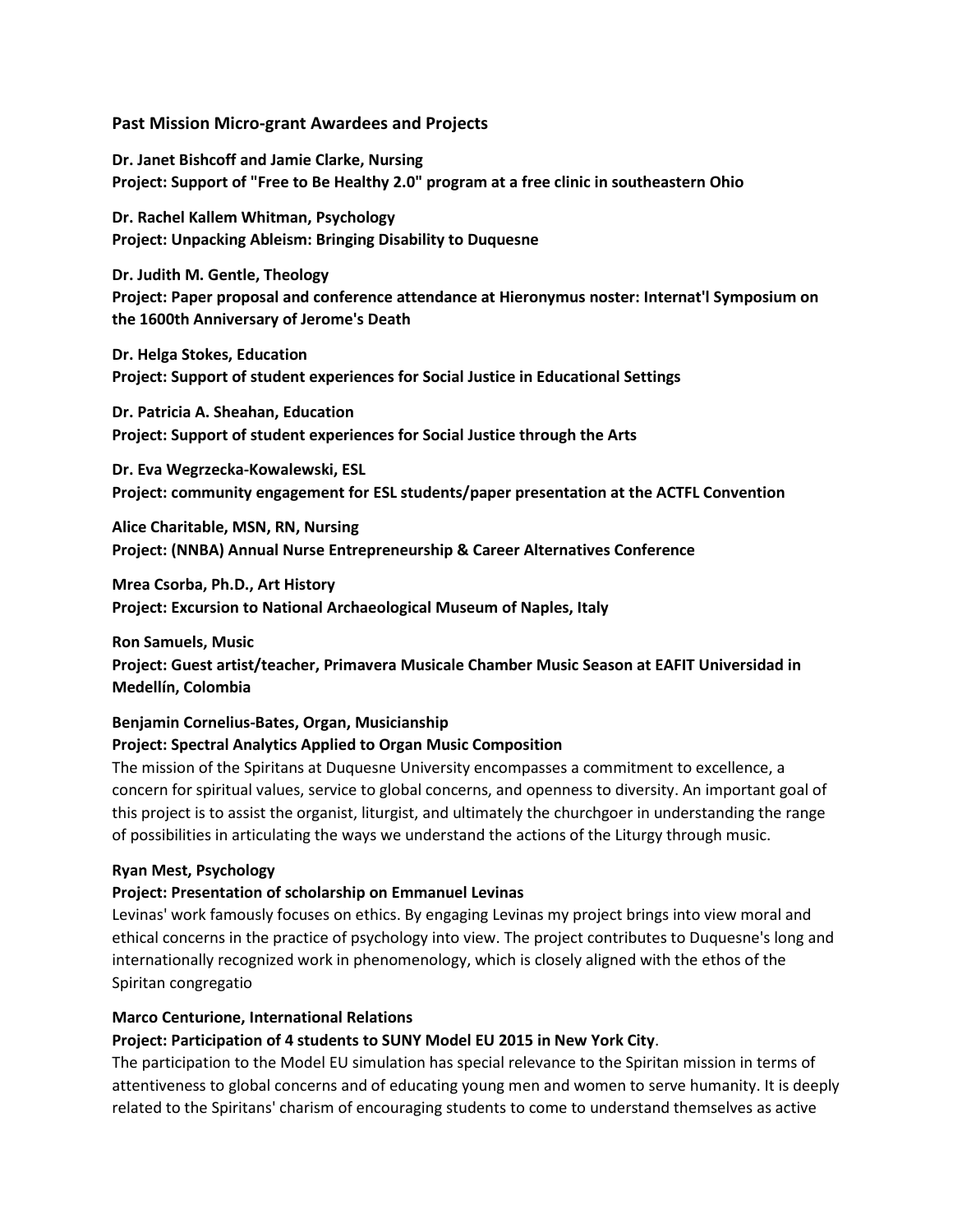## Past Mission Micro-grant Awardees and Projects

**Dr. Janet Bishcoff and Jamie Clarke, Nursing**
**Project: Support of "Free to Be Healthy 2.0" program at a free clinic in southeastern Ohio**

**Dr. Rachel Kallem Whitman, Psychology**
**Project: Unpacking Ableism: Bringing Disability to Duquesne**

**Dr. Judith M. Gentle, Theology**
**Project: Paper proposal and conference attendance at Hieronymus noster: Internat'l Symposium on the 1600th Anniversary of Jerome's Death**

**Dr. Helga Stokes, Education**
**Project: Support of student experiences for Social Justice in Educational Settings**

**Dr. Patricia A. Sheahan, Education**
**Project: Support of student experiences for Social Justice through the Arts**

**Dr. Eva Wegrzecka-Kowalewski, ESL**
**Project: community engagement for ESL students/paper presentation at the ACTFL Convention**

**Alice Charitable, MSN, RN, Nursing**
**Project: (NNBA) Annual Nurse Entrepreneurship & Career Alternatives Conference**

**Mrea Csorba, Ph.D., Art History**
**Project: Excursion to National Archaeological Museum of Naples, Italy**

**Ron Samuels, Music**
**Project: Guest artist/teacher, Primavera Musicale Chamber Music Season at EAFIT Universidad in Medellín, Colombia**

**Benjamin Cornelius-Bates, Organ, Musicianship**
**Project: Spectral Analytics Applied to Organ Music Composition**
The mission of the Spiritans at Duquesne University encompasses a commitment to excellence, a concern for spiritual values, service to global concerns, and openness to diversity. An important goal of this project is to assist the organist, liturgist, and ultimately the churchgoer in understanding the range of possibilities in articulating the ways we understand the actions of the Liturgy through music.

**Ryan Mest, Psychology**
**Project: Presentation of scholarship on Emmanuel Levinas**
Levinas' work famously focuses on ethics. By engaging Levinas my project brings into view moral and ethical concerns in the practice of psychology into view. The project contributes to Duquesne's long and internationally recognized work in phenomenology, which is closely aligned with the ethos of the Spiritan congregatio

**Marco Centurione, International Relations**
**Project: Participation of 4 students to SUNY Model EU 2015 in New York City**.
The participation to the Model EU simulation has special relevance to the Spiritan mission in terms of attentiveness to global concerns and of educating young men and women to serve humanity. It is deeply related to the Spiritans' charism of encouraging students to come to understand themselves as active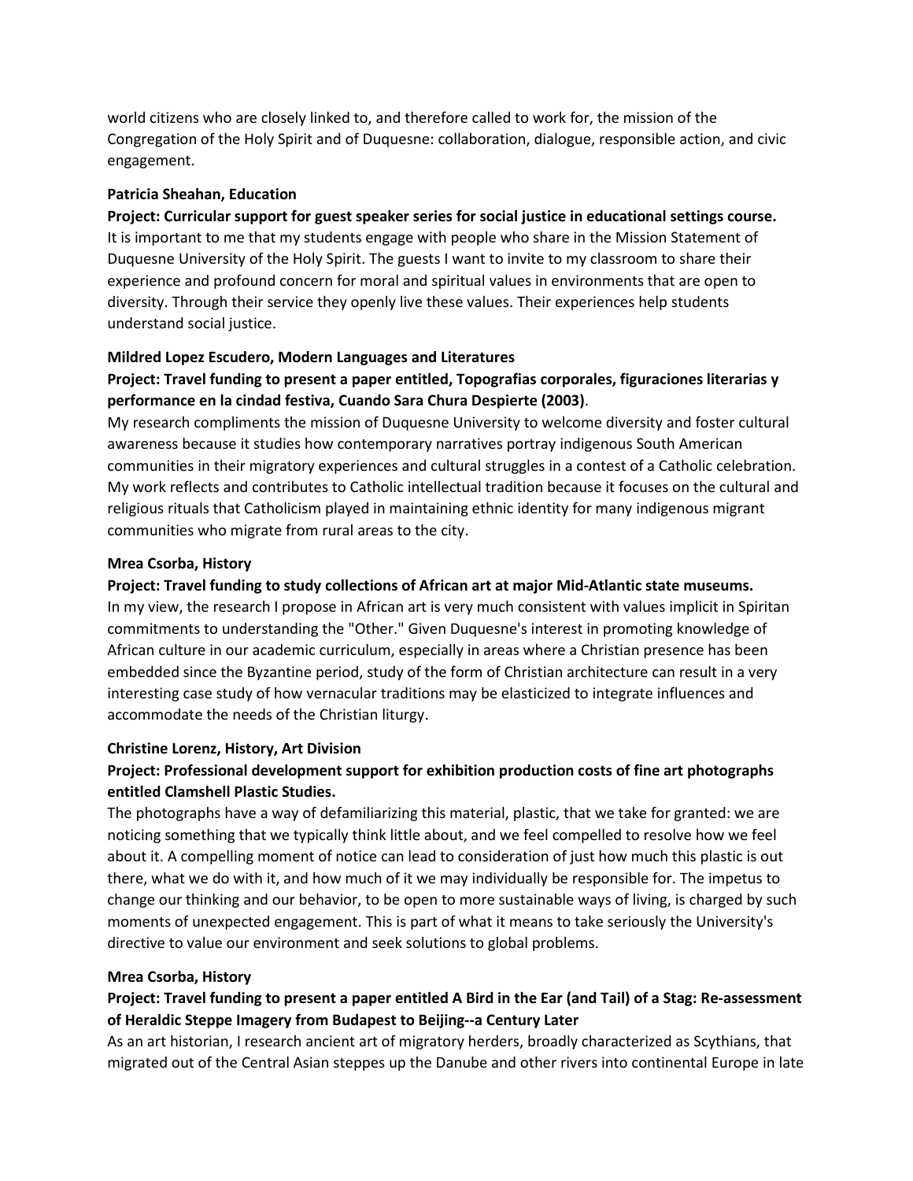world citizens who are closely linked to, and therefore called to work for, the mission of the Congregation of the Holy Spirit and of Duquesne: collaboration, dialogue, responsible action, and civic engagement.

**Patricia Sheahan, Education**

**Project: Curricular support for guest speaker series for social justice in educational settings course.**
It is important to me that my students engage with people who share in the Mission Statement of Duquesne University of the Holy Spirit. The guests I want to invite to my classroom to share their experience and profound concern for moral and spiritual values in environments that are open to diversity. Through their service they openly live these values. Their experiences help students understand social justice.

**Mildred Lopez Escudero, Modern Languages and Literatures**

**Project: Travel funding to present a paper entitled, Topografias corporales, figuraciones literarias y performance en la cindad festiva, Cuando Sara Chura Despierte (2003)**.
My research compliments the mission of Duquesne University to welcome diversity and foster cultural awareness because it studies how contemporary narratives portray indigenous South American communities in their migratory experiences and cultural struggles in a contest of a Catholic celebration. My work reflects and contributes to Catholic intellectual tradition because it focuses on the cultural and religious rituals that Catholicism played in maintaining ethnic identity for many indigenous migrant communities who migrate from rural areas to the city.

**Mrea Csorba, History**

**Project: Travel funding to study collections of African art at major Mid-Atlantic state museums.**
In my view, the research I propose in African art is very much consistent with values implicit in Spiritan commitments to understanding the "Other." Given Duquesne's interest in promoting knowledge of African culture in our academic curriculum, especially in areas where a Christian presence has been embedded since the Byzantine period, study of the form of Christian architecture can result in a very interesting case study of how vernacular traditions may be elasticized to integrate influences and accommodate the needs of the Christian liturgy.

**Christine Lorenz, History, Art Division**

**Project: Professional development support for exhibition production costs of fine art photographs entitled Clamshell Plastic Studies.**
The photographs have a way of defamiliarizing this material, plastic, that we take for granted: we are noticing something that we typically think little about, and we feel compelled to resolve how we feel about it. A compelling moment of notice can lead to consideration of just how much this plastic is out there, what we do with it, and how much of it we may individually be responsible for. The impetus to change our thinking and our behavior, to be open to more sustainable ways of living, is charged by such moments of unexpected engagement. This is part of what it means to take seriously the University's directive to value our environment and seek solutions to global problems.

**Mrea Csorba, History**

**Project: Travel funding to present a paper entitled A Bird in the Ear (and Tail) of a Stag: Re-assessment of Heraldic Steppe Imagery from Budapest to Beijing--a Century Later**
As an art historian, I research ancient art of migratory herders, broadly characterized as Scythians, that migrated out of the Central Asian steppes up the Danube and other rivers into continental Europe in late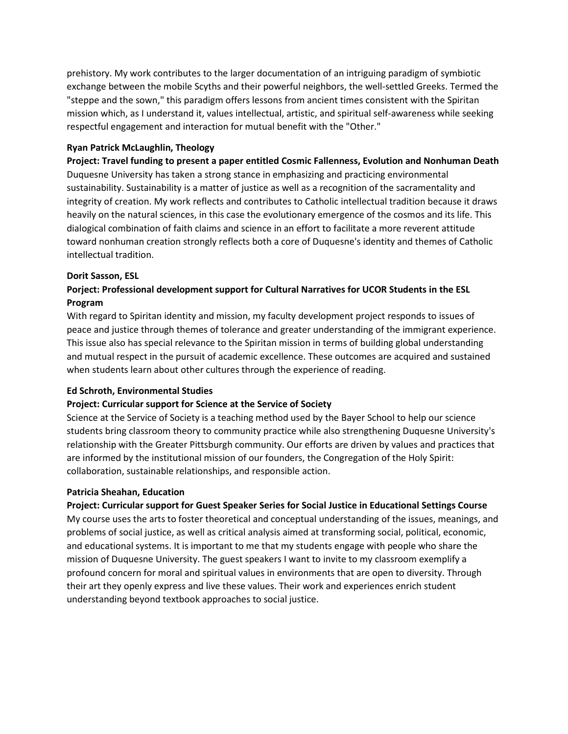prehistory. My work contributes to the larger documentation of an intriguing paradigm of symbiotic exchange between the mobile Scyths and their powerful neighbors, the well-settled Greeks. Termed the "steppe and the sown," this paradigm offers lessons from ancient times consistent with the Spiritan mission which, as I understand it, values intellectual, artistic, and spiritual self-awareness while seeking respectful engagement and interaction for mutual benefit with the "Other."

**Ryan Patrick McLaughlin, Theology**

**Project: Travel funding to present a paper entitled Cosmic Fallenness, Evolution and Nonhuman Death**

Duquesne University has taken a strong stance in emphasizing and practicing environmental sustainability. Sustainability is a matter of justice as well as a recognition of the sacramentality and integrity of creation. My work reflects and contributes to Catholic intellectual tradition because it draws heavily on the natural sciences, in this case the evolutionary emergence of the cosmos and its life. This dialogical combination of faith claims and science in an effort to facilitate a more reverent attitude toward nonhuman creation strongly reflects both a core of Duquesne's identity and themes of Catholic intellectual tradition.

**Dorit Sasson, ESL**

**Porject: Professional development support for Cultural Narratives for UCOR Students in the ESL Program**

With regard to Spiritan identity and mission, my faculty development project responds to issues of peace and justice through themes of tolerance and greater understanding of the immigrant experience. This issue also has special relevance to the Spiritan mission in terms of building global understanding and mutual respect in the pursuit of academic excellence. These outcomes are acquired and sustained when students learn about other cultures through the experience of reading.

**Ed Schroth, Environmental Studies**

**Project: Curricular support for Science at the Service of Society**

Science at the Service of Society is a teaching method used by the Bayer School to help our science students bring classroom theory to community practice while also strengthening Duquesne University's relationship with the Greater Pittsburgh community. Our efforts are driven by values and practices that are informed by the institutional mission of our founders, the Congregation of the Holy Spirit: collaboration, sustainable relationships, and responsible action.

**Patricia Sheahan, Education**

**Project: Curricular support for Guest Speaker Series for Social Justice in Educational Settings Course**

My course uses the arts to foster theoretical and conceptual understanding of the issues, meanings, and problems of social justice, as well as critical analysis aimed at transforming social, political, economic, and educational systems. It is important to me that my students engage with people who share the mission of Duquesne University. The guest speakers I want to invite to my classroom exemplify a profound concern for moral and spiritual values in environments that are open to diversity. Through their art they openly express and live these values. Their work and experiences enrich student understanding beyond textbook approaches to social justice.